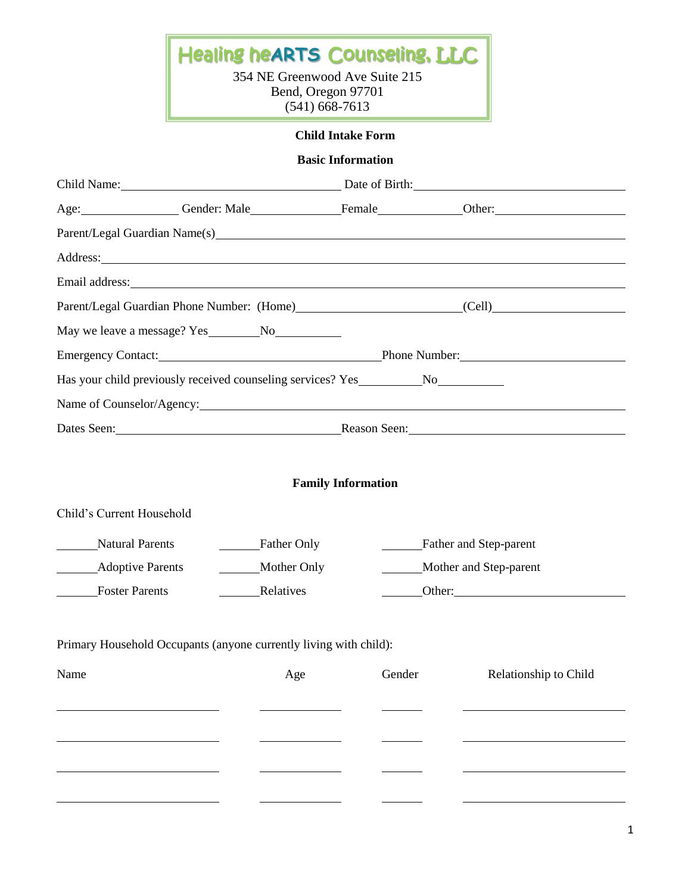**Healing heARTS Counseling, LLC**

354 NE Greenwood Ave Suite 215
Bend, Oregon 97701
(541) 668-7613

## Child Intake Form

### Basic Information

Child Name:\_\_\_\_\_\_\_\_\_\_\_\_\_\_\_\_\_\_\_\_\_\_\_\_\_\_\_\_\_\_ Date of Birth:\_\_\_\_\_\_\_\_\_\_\_\_\_\_\_\_\_\_\_\_\_\_\_\_\_\_\_\_\_\_

Age:\_\_\_\_\_\_\_\_\_\_\_\_ Gender: Male\_\_\_\_\_\_\_\_\_\_\_\_Female\_\_\_\_\_\_\_\_\_\_\_\_Other:\_\_\_\_\_\_\_\_\_\_\_\_\_\_\_\_\_\_

Parent/Legal Guardian Name(s)\_\_\_\_\_\_\_\_\_\_\_\_\_\_\_\_\_\_\_\_\_\_\_\_\_\_\_\_\_\_\_\_\_\_\_\_\_\_\_\_\_\_\_\_\_\_\_\_\_\_\_\_\_\_\_\_

Address:\_\_\_\_\_\_\_\_\_\_\_\_\_\_\_\_\_\_\_\_\_\_\_\_\_\_\_\_\_\_\_\_\_\_\_\_\_\_\_\_\_\_\_\_\_\_\_\_\_\_\_\_\_\_\_\_\_\_\_\_\_\_\_\_\_\_\_\_\_\_\_\_\_\_

Email address:\_\_\_\_\_\_\_\_\_\_\_\_\_\_\_\_\_\_\_\_\_\_\_\_\_\_\_\_\_\_\_\_\_\_\_\_\_\_\_\_\_\_\_\_\_\_\_\_\_\_\_\_\_\_\_\_\_\_\_\_\_\_\_\_\_\_\_\_\_

Parent/Legal Guardian Phone Number: (Home)\_\_\_\_\_\_\_\_\_\_\_\_\_\_\_\_\_\_\_\_\_\_\_(Cell)\_\_\_\_\_\_\_\_\_\_\_\_\_\_\_\_\_\_\_\_

May we leave a message? Yes\_\_\_\_\_\_\_\_No\_\_\_\_\_\_\_\_\_\_

Emergency Contact:\_\_\_\_\_\_\_\_\_\_\_\_\_\_\_\_\_\_\_\_\_\_\_\_\_\_\_\_\_\_\_\_\_Phone Number:\_\_\_\_\_\_\_\_\_\_\_\_\_\_\_\_\_\_\_\_\_\_\_\_

Has your child previously received counseling services? Yes\_\_\_\_\_\_\_\_\_\_No\_\_\_\_\_\_\_\_\_\_

Name of Counselor/Agency:\_\_\_\_\_\_\_\_\_\_\_\_\_\_\_\_\_\_\_\_\_\_\_\_\_\_\_\_\_\_\_\_\_\_\_\_\_\_\_\_\_\_\_\_\_\_\_\_\_\_\_\_\_\_\_\_\_\_\_\_

Dates Seen:\_\_\_\_\_\_\_\_\_\_\_\_\_\_\_\_\_\_\_\_\_\_\_\_\_\_\_\_\_\_\_\_\_\_\_Reason Seen:\_\_\_\_\_\_\_\_\_\_\_\_\_\_\_\_\_\_\_\_\_\_\_\_\_\_\_\_\_\_\_\_\_

### Family Information

Child's Current Household

| | | |
|---|---|---|
| \_\_\_\_\_\_Natural Parents | \_\_\_\_\_\_Father Only | \_\_\_\_\_\_Father and Step-parent |
| \_\_\_\_\_\_Adoptive Parents | \_\_\_\_\_\_Mother Only | \_\_\_\_\_\_Mother and Step-parent |
| \_\_\_\_\_\_Foster Parents | \_\_\_\_\_\_Relatives | \_\_\_\_\_\_Other:\_\_\_\_\_\_\_\_\_\_\_\_\_\_\_\_\_\_\_\_ |

Primary Household Occupants (anyone currently living with child):

| Name | Age | Gender | Relationship to Child |
|---|---|---|---|
| | | | |
| | | | |
| | | | |
| | | | |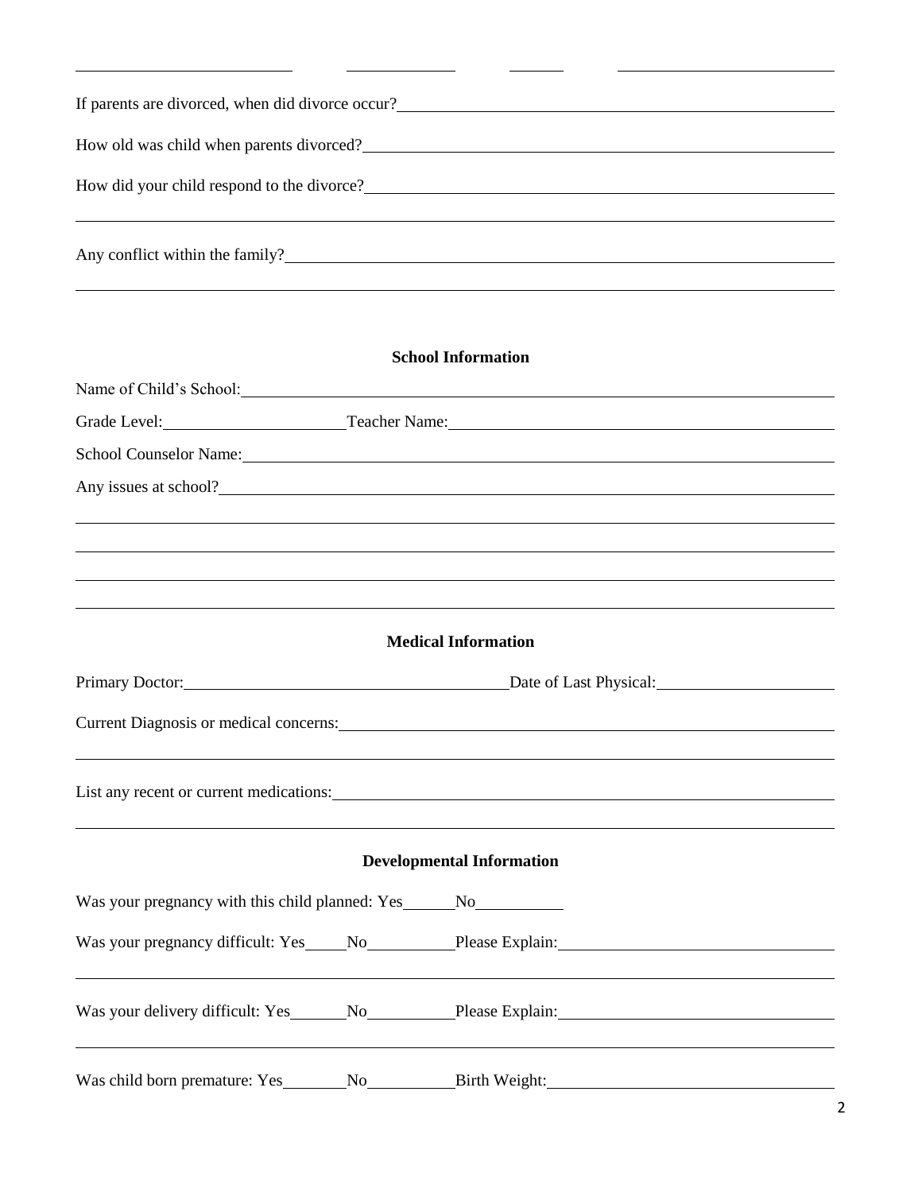If parents are divorced, when did divorce occur?\_\_\_\_\_\_\_\_\_\_\_\_\_\_\_\_\_\_\_\_\_\_\_\_\_\_\_\_\_\_\_\_\_\_\_\_\_\_\_\_

How old was child when parents divorced?\_\_\_\_\_\_\_\_\_\_\_\_\_\_\_\_\_\_\_\_\_\_\_\_\_\_\_\_\_\_\_\_\_\_\_\_\_\_\_\_

How did your child respond to the divorce?\_\_\_\_\_\_\_\_\_\_\_\_\_\_\_\_\_\_\_\_\_\_\_\_\_\_\_\_\_\_\_\_\_\_\_\_\_\_\_\_

Any conflict within the family?\_\_\_\_\_\_\_\_\_\_\_\_\_\_\_\_\_\_\_\_\_\_\_\_\_\_\_\_\_\_\_\_\_\_\_\_\_\_\_\_

## School Information

Name of Child's School:\_\_\_\_\_\_\_\_\_\_\_\_\_\_\_\_\_\_\_\_\_\_\_\_\_\_\_\_\_\_\_\_\_\_\_\_\_\_\_\_

Grade Level:\_\_\_\_\_\_\_\_\_\_\_\_\_\_\_\_\_\_\_\_ Teacher Name:\_\_\_\_\_\_\_\_\_\_\_\_\_\_\_\_\_\_\_\_\_\_\_\_\_\_\_\_\_\_

School Counselor Name:\_\_\_\_\_\_\_\_\_\_\_\_\_\_\_\_\_\_\_\_\_\_\_\_\_\_\_\_\_\_\_\_\_\_\_\_\_\_\_\_

Any issues at school?\_\_\_\_\_\_\_\_\_\_\_\_\_\_\_\_\_\_\_\_\_\_\_\_\_\_\_\_\_\_\_\_\_\_\_\_\_\_\_\_

## Medical Information

Primary Doctor:\_\_\_\_\_\_\_\_\_\_\_\_\_\_\_\_\_\_\_\_\_\_\_\_\_\_\_\_\_\_ Date of Last Physical:\_\_\_\_\_\_\_\_\_\_\_\_\_\_\_\_\_\_\_\_

Current Diagnosis or medical concerns:\_\_\_\_\_\_\_\_\_\_\_\_\_\_\_\_\_\_\_\_\_\_\_\_\_\_\_\_\_\_\_\_\_\_\_\_\_\_\_\_

List any recent or current medications:\_\_\_\_\_\_\_\_\_\_\_\_\_\_\_\_\_\_\_\_\_\_\_\_\_\_\_\_\_\_\_\_\_\_\_\_\_\_\_\_

## Developmental Information

Was your pregnancy with this child planned: Yes\_\_\_\_\_\_ No\_\_\_\_\_\_\_\_\_\_

Was your pregnancy difficult: Yes\_\_\_\_\_ No\_\_\_\_\_\_\_\_\_\_ Please Explain:\_\_\_\_\_\_\_\_\_\_\_\_\_\_\_\_\_\_\_\_\_\_\_\_\_\_\_\_\_\_

Was your delivery difficult: Yes\_\_\_\_\_\_\_ No\_\_\_\_\_\_\_\_\_\_ Please Explain:\_\_\_\_\_\_\_\_\_\_\_\_\_\_\_\_\_\_\_\_\_\_\_\_\_\_\_\_\_\_

Was child born premature: Yes\_\_\_\_\_\_\_\_ No\_\_\_\_\_\_\_\_\_\_ Birth Weight:\_\_\_\_\_\_\_\_\_\_\_\_\_\_\_\_\_\_\_\_\_\_\_\_\_\_\_\_\_\_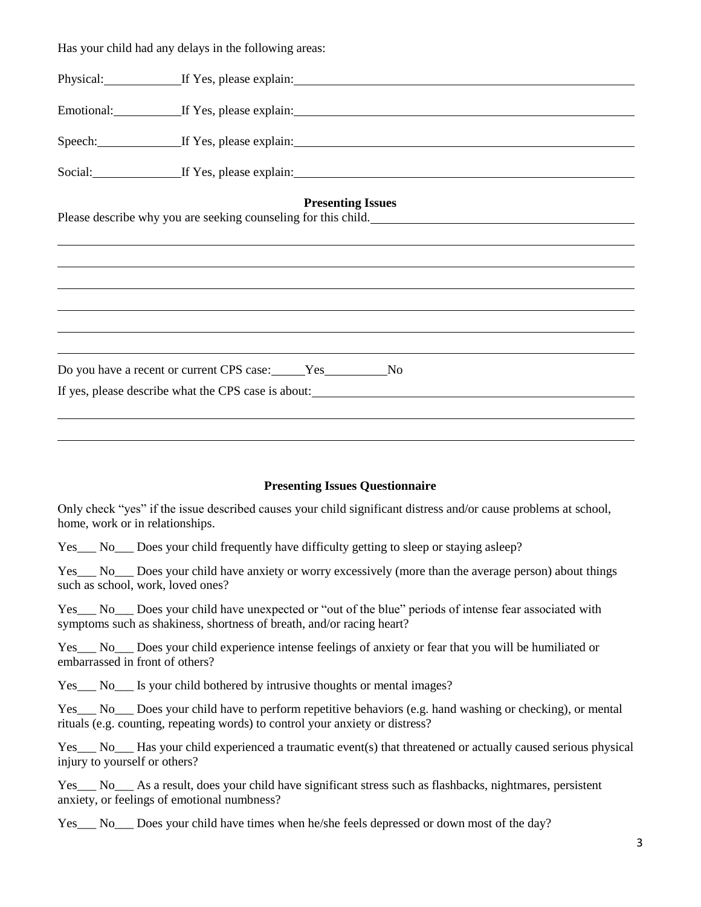Has your child had any delays in the following areas:

Physical:\_\_\_\_\_\_\_\_\_\_\_\_ If Yes, please explain:\_\_\_\_\_\_\_\_\_\_\_\_\_\_\_\_\_\_\_\_\_\_\_\_\_\_\_\_\_\_\_\_\_\_\_\_\_\_\_\_\_\_\_\_\_\_\_\_\_\_\_\_

Emotional:\_\_\_\_\_\_\_\_\_\_\_ If Yes, please explain:\_\_\_\_\_\_\_\_\_\_\_\_\_\_\_\_\_\_\_\_\_\_\_\_\_\_\_\_\_\_\_\_\_\_\_\_\_\_\_\_\_\_\_\_\_\_\_\_\_\_\_\_

Speech:\_\_\_\_\_\_\_\_\_\_\_\_\_ If Yes, please explain:\_\_\_\_\_\_\_\_\_\_\_\_\_\_\_\_\_\_\_\_\_\_\_\_\_\_\_\_\_\_\_\_\_\_\_\_\_\_\_\_\_\_\_\_\_\_\_\_\_\_\_\_

Social:\_\_\_\_\_\_\_\_\_\_\_\_\_\_ If Yes, please explain:\_\_\_\_\_\_\_\_\_\_\_\_\_\_\_\_\_\_\_\_\_\_\_\_\_\_\_\_\_\_\_\_\_\_\_\_\_\_\_\_\_\_\_\_\_\_\_\_\_\_\_\_

## Presenting Issues

Please describe why you are seeking counseling for this child.\_\_\_\_\_\_\_\_\_\_\_\_\_\_\_\_\_\_\_\_\_\_\_\_\_\_\_\_\_\_\_\_\_\_\_\_\_\_\_\_\_\_

\_\_\_\_\_\_\_\_\_\_\_\_\_\_\_\_\_\_\_\_\_\_\_\_\_\_\_\_\_\_\_\_\_\_\_\_\_\_\_\_\_\_\_\_\_\_\_\_\_\_\_\_\_\_\_\_\_\_\_\_\_\_\_\_\_\_\_\_\_\_\_\_\_\_\_\_\_\_\_\_\_\_\_\_\_\_\_\_\_\_\_\_\_\_\_\_

\_\_\_\_\_\_\_\_\_\_\_\_\_\_\_\_\_\_\_\_\_\_\_\_\_\_\_\_\_\_\_\_\_\_\_\_\_\_\_\_\_\_\_\_\_\_\_\_\_\_\_\_\_\_\_\_\_\_\_\_\_\_\_\_\_\_\_\_\_\_\_\_\_\_\_\_\_\_\_\_\_\_\_\_\_\_\_\_\_\_\_\_\_\_\_\_

\_\_\_\_\_\_\_\_\_\_\_\_\_\_\_\_\_\_\_\_\_\_\_\_\_\_\_\_\_\_\_\_\_\_\_\_\_\_\_\_\_\_\_\_\_\_\_\_\_\_\_\_\_\_\_\_\_\_\_\_\_\_\_\_\_\_\_\_\_\_\_\_\_\_\_\_\_\_\_\_\_\_\_\_\_\_\_\_\_\_\_\_\_\_\_\_

\_\_\_\_\_\_\_\_\_\_\_\_\_\_\_\_\_\_\_\_\_\_\_\_\_\_\_\_\_\_\_\_\_\_\_\_\_\_\_\_\_\_\_\_\_\_\_\_\_\_\_\_\_\_\_\_\_\_\_\_\_\_\_\_\_\_\_\_\_\_\_\_\_\_\_\_\_\_\_\_\_\_\_\_\_\_\_\_\_\_\_\_\_\_\_\_

\_\_\_\_\_\_\_\_\_\_\_\_\_\_\_\_\_\_\_\_\_\_\_\_\_\_\_\_\_\_\_\_\_\_\_\_\_\_\_\_\_\_\_\_\_\_\_\_\_\_\_\_\_\_\_\_\_\_\_\_\_\_\_\_\_\_\_\_\_\_\_\_\_\_\_\_\_\_\_\_\_\_\_\_\_\_\_\_\_\_\_\_\_\_\_\_

\_\_\_\_\_\_\_\_\_\_\_\_\_\_\_\_\_\_\_\_\_\_\_\_\_\_\_\_\_\_\_\_\_\_\_\_\_\_\_\_\_\_\_\_\_\_\_\_\_\_\_\_\_\_\_\_\_\_\_\_\_\_\_\_\_\_\_\_\_\_\_\_\_\_\_\_\_\_\_\_\_\_\_\_\_\_\_\_\_\_\_\_\_\_\_\_

Do you have a recent or current CPS case:\_\_\_\_\_Yes\_\_\_\_\_\_\_\_\_\_No

If yes, please describe what the CPS case is about:\_\_\_\_\_\_\_\_\_\_\_\_\_\_\_\_\_\_\_\_\_\_\_\_\_\_\_\_\_\_\_\_\_\_\_\_\_\_\_\_\_\_\_\_\_\_\_\_\_\_\_\_

\_\_\_\_\_\_\_\_\_\_\_\_\_\_\_\_\_\_\_\_\_\_\_\_\_\_\_\_\_\_\_\_\_\_\_\_\_\_\_\_\_\_\_\_\_\_\_\_\_\_\_\_\_\_\_\_\_\_\_\_\_\_\_\_\_\_\_\_\_\_\_\_\_\_\_\_\_\_\_\_\_\_\_\_\_\_\_\_\_\_\_\_\_\_\_\_

\_\_\_\_\_\_\_\_\_\_\_\_\_\_\_\_\_\_\_\_\_\_\_\_\_\_\_\_\_\_\_\_\_\_\_\_\_\_\_\_\_\_\_\_\_\_\_\_\_\_\_\_\_\_\_\_\_\_\_\_\_\_\_\_\_\_\_\_\_\_\_\_\_\_\_\_\_\_\_\_\_\_\_\_\_\_\_\_\_\_\_\_\_\_\_\_

## Presenting Issues Questionnaire

Only check "yes" if the issue described causes your child significant distress and/or cause problems at school, home, work or in relationships.

Yes\_\_\_ No\_\_\_ Does your child frequently have difficulty getting to sleep or staying asleep?

Yes\_\_\_ No\_\_\_ Does your child have anxiety or worry excessively (more than the average person) about things such as school, work, loved ones?

Yes\_\_\_ No\_\_\_ Does your child have unexpected or "out of the blue" periods of intense fear associated with symptoms such as shakiness, shortness of breath, and/or racing heart?

Yes\_\_\_ No\_\_\_ Does your child experience intense feelings of anxiety or fear that you will be humiliated or embarrassed in front of others?

Yes\_\_\_ No\_\_\_ Is your child bothered by intrusive thoughts or mental images?

Yes\_\_\_ No\_\_\_ Does your child have to perform repetitive behaviors (e.g. hand washing or checking), or mental rituals (e.g. counting, repeating words) to control your anxiety or distress?

Yes\_\_\_ No\_\_\_ Has your child experienced a traumatic event(s) that threatened or actually caused serious physical injury to yourself or others?

Yes\_\_\_ No\_\_\_ As a result, does your child have significant stress such as flashbacks, nightmares, persistent anxiety, or feelings of emotional numbness?

Yes\_\_\_ No\_\_\_ Does your child have times when he/she feels depressed or down most of the day?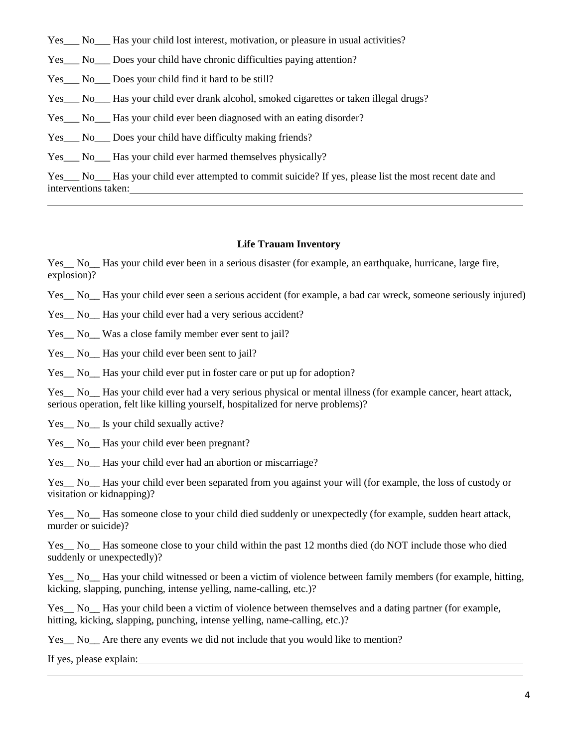Yes___ No___ Has your child lost interest, motivation, or pleasure in usual activities?

Yes___ No___ Does your child have chronic difficulties paying attention?

Yes___ No___ Does your child find it hard to be still?

Yes___ No___ Has your child ever drank alcohol, smoked cigarettes or taken illegal drugs?

Yes___ No___ Has your child ever been diagnosed with an eating disorder?

Yes___ No___ Does your child have difficulty making friends?

Yes___ No___ Has your child ever harmed themselves physically?

Yes___ No___ Has your child ever attempted to commit suicide? If yes, please list the most recent date and interventions taken:________________________________________________________________________

________________________________________________________________________________________

**Life Trauam Inventory**

Yes__ No__ Has your child ever been in a serious disaster (for example, an earthquake, hurricane, large fire, explosion)?

Yes__ No__ Has your child ever seen a serious accident (for example, a bad car wreck, someone seriously injured)

Yes__ No__ Has your child ever had a very serious accident?

Yes__ No__ Was a close family member ever sent to jail?

Yes__ No__ Has your child ever been sent to jail?

Yes__ No__ Has your child ever put in foster care or put up for adoption?

Yes__ No__ Has your child ever had a very serious physical or mental illness (for example cancer, heart attack, serious operation, felt like killing yourself, hospitalized for nerve problems)?

Yes__ No__ Is your child sexually active?

Yes__ No__ Has your child ever been pregnant?

Yes__ No__ Has your child ever had an abortion or miscarriage?

Yes__ No__ Has your child ever been separated from you against your will (for example, the loss of custody or visitation or kidnapping)?

Yes__ No__ Has someone close to your child died suddenly or unexpectedly (for example, sudden heart attack, murder or suicide)?

Yes__ No__ Has someone close to your child within the past 12 months died (do NOT include those who died suddenly or unexpectedly)?

Yes__ No__ Has your child witnessed or been a victim of violence between family members (for example, hitting, kicking, slapping, punching, intense yelling, name-calling, etc.)?

Yes__ No__ Has your child been a victim of violence between themselves and a dating partner (for example, hitting, kicking, slapping, punching, intense yelling, name-calling, etc.)?

Yes__ No__ Are there any events we did not include that you would like to mention?

If yes, please explain:________________________________________________________________________

________________________________________________________________________________________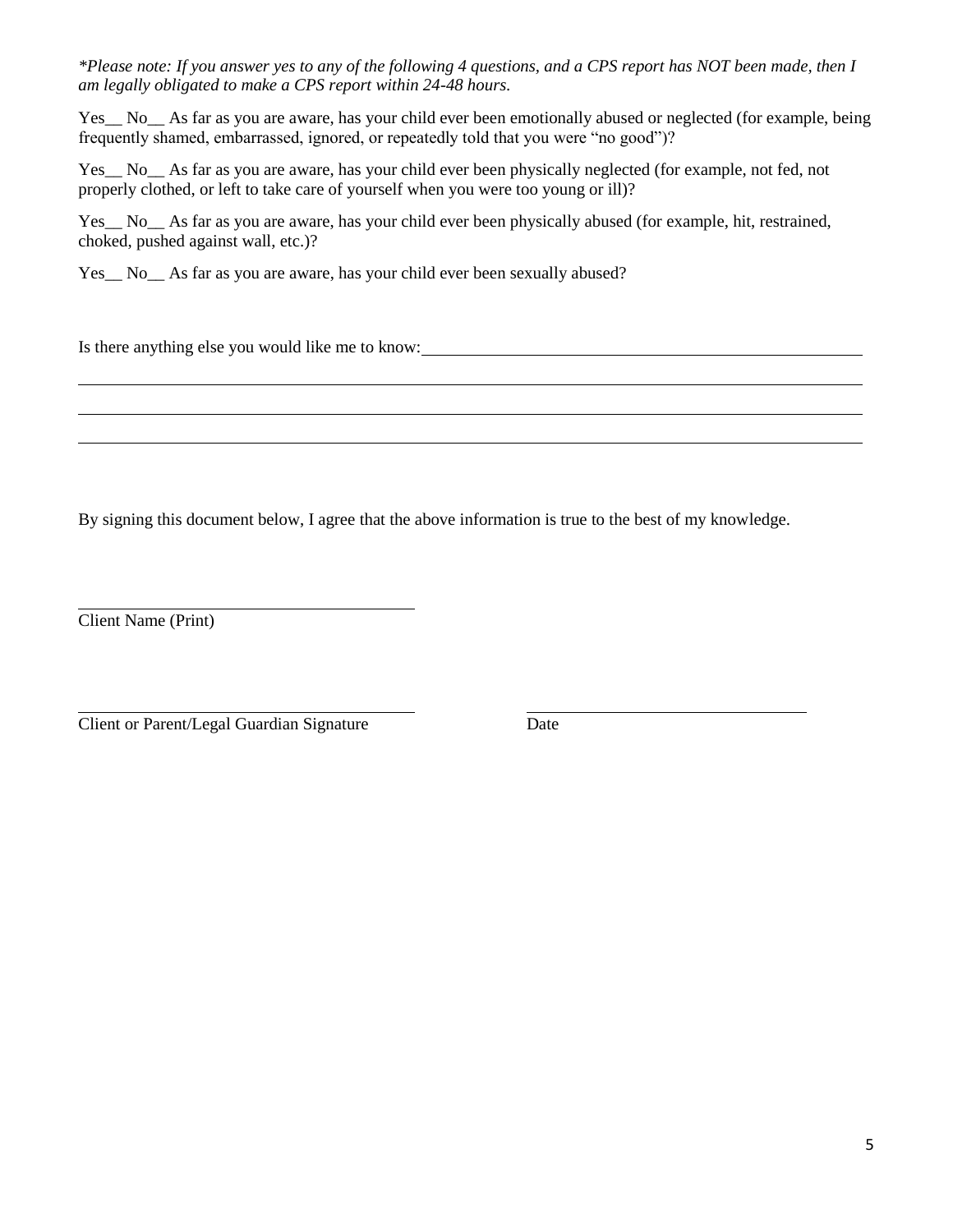*\*Please note: If you answer yes to any of the following 4 questions, and a CPS report has NOT been made, then I am legally obligated to make a CPS report within 24-48 hours.*

Yes__ No__ As far as you are aware, has your child ever been emotionally abused or neglected (for example, being frequently shamed, embarrassed, ignored, or repeatedly told that you were "no good")?

Yes__ No__ As far as you are aware, has your child ever been physically neglected (for example, not fed, not properly clothed, or left to take care of yourself when you were too young or ill)?

Yes__ No__ As far as you are aware, has your child ever been physically abused (for example, hit, restrained, choked, pushed against wall, etc.)?

Yes__ No__ As far as you are aware, has your child ever been sexually abused?

Is there anything else you would like me to know: ____________________________________________

_______________________________________________________________________________

_______________________________________________________________________________

_______________________________________________________________________________

By signing this document below, I agree that the above information is true to the best of my knowledge.

______________________________________
Client Name (Print)

______________________________________ ______________________________
Client or Parent/Legal Guardian Signature Date